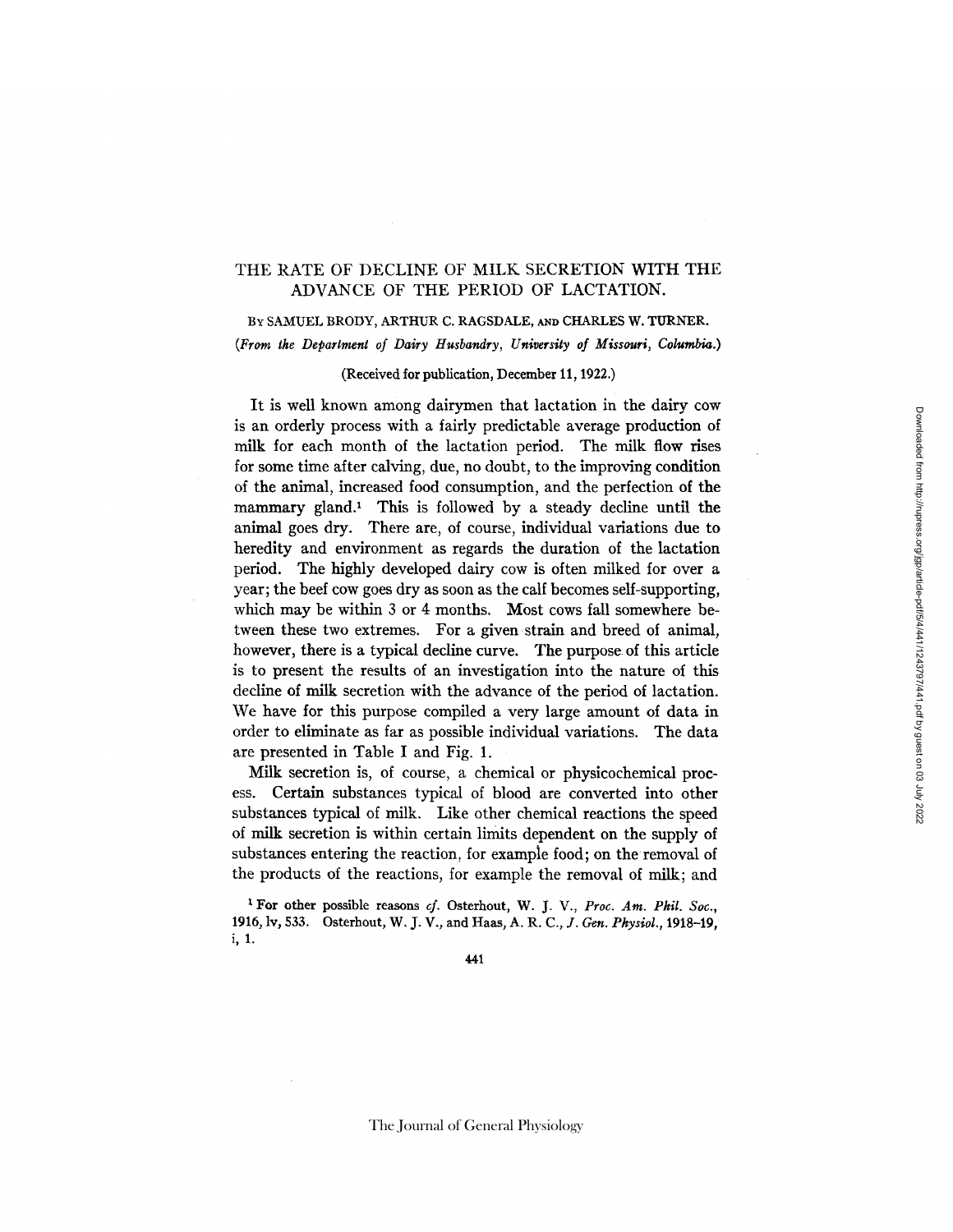# THE RATE OF DECLINE OF MILK SECRETION WITH THE ADVANCE OF THE PERIOD OF LACTATION.

By SAMUEL BRODY, ARTHUR C. RAGSDALE, and CHARLES W. TURNER.

(*From the Department of Dairy Husbandry, University of Missouri, Columbia.*)

(Received for publication, December 11, 1922.)

It is well known among dairymen that lactation in the dairy cow is an orderly process with a fairly predictable average production of milk for each month of the lactation period. The milk flow rises for some time after calving, due, no doubt, to the improving condition of the animal, increased food consumption, and the perfection of the mammary gland.[1] This is followed by a steady decline until the animal goes dry. There are, of course, individual variations due to heredity and environment as regards the duration of the lactation period. The highly developed dairy cow is often milked for over a year; the beef cow goes dry as soon as the calf becomes self-supporting, which may be within 3 or 4 months. Most cows fall somewhere between these two extremes. For a given strain and breed of animal, however, there is a typical decline curve. The purpose of this article is to present the results of an investigation into the nature of this decline of milk secretion with the advance of the period of lactation. We have for this purpose compiled a very large amount of data in order to eliminate as far as possible individual variations. The data are presented in Table I and Fig. 1.

Milk secretion is, of course, a chemical or physicochemical process. Certain substances typical of blood are converted into other substances typical of milk. Like other chemical reactions the speed of milk secretion is within certain limits dependent on the supply of substances entering the reaction, for example food; on the removal of the products of the reactions, for example the removal of milk; and

[1] For other possible reasons *cf.* Osterhout, W. J. V., *Proc. Am. Phil. Soc.*, 1916, lv, 533. Osterhout, W. J. V., and Haas, A. R. C., *J. Gen. Physiol.*, 1918–19, i, 1.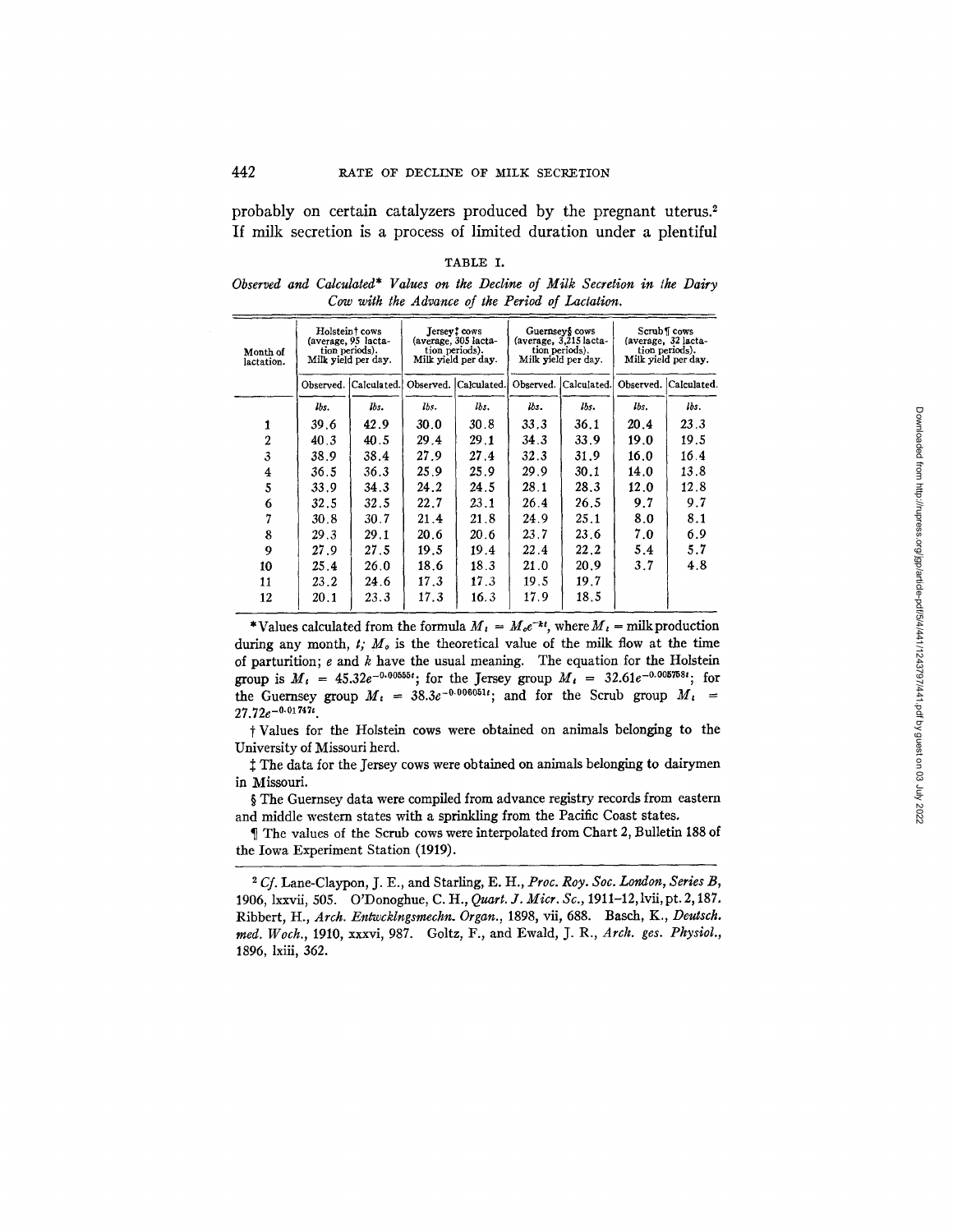probably on certain catalyzers produced by the pregnant uterus.[2] If milk secretion is a process of limited duration under a plentiful

TABLE I.

*Observed and Calculated\* Values on the Decline of Milk Secretion in the Dairy Cow with the Advance of the Period of Lactation.*

| Month of lactation. | Holstein† cows (average, 95 lactation periods). Milk yield per day. | | Jersey‡ cows (average, 305 lactation periods). Milk yield per day. | | Guernsey§ cows (average, 3,215 lactation periods). Milk yield per day. | | Scrub¶ cows (average, 32 lactation periods). Milk yield per day. | |
|---|---|---|---|---|---|---|---|---|
| | Observed. | Calculated. | Observed. | Calculated. | Observed. | Calculated. | Observed. | Calculated. |
| | *lbs.* | *lbs.* | *lbs.* | *lbs.* | *lbs.* | *lbs.* | *lbs.* | *lbs.* |
| 1 | 39.6 | 42.9 | 30.0 | 30.8 | 33.3 | 36.1 | 20.4 | 23.3 |
| 2 | 40.3 | 40.5 | 29.4 | 29.1 | 34.3 | 33.9 | 19.0 | 19.5 |
| 3 | 38.9 | 38.4 | 27.9 | 27.4 | 32.3 | 31.9 | 16.0 | 16.4 |
| 4 | 36.5 | 36.3 | 25.9 | 25.9 | 29.9 | 30.1 | 14.0 | 13.8 |
| 5 | 33.9 | 34.3 | 24.2 | 24.5 | 28.1 | 28.3 | 12.0 | 12.8 |
| 6 | 32.5 | 32.5 | 22.7 | 23.1 | 26.4 | 26.5 | 9.7 | 9.7 |
| 7 | 30.8 | 30.7 | 21.4 | 21.8 | 24.9 | 25.1 | 8.0 | 8.1 |
| 8 | 29.3 | 29.1 | 20.6 | 20.6 | 23.7 | 23.6 | 7.0 | 6.9 |
| 9 | 27.9 | 27.5 | 19.5 | 19.4 | 22.4 | 22.2 | 5.4 | 5.7 |
| 10 | 25.4 | 26.0 | 18.6 | 18.3 | 21.0 | 20.9 | 3.7 | 4.8 |
| 11 | 23.2 | 24.6 | 17.3 | 17.3 | 19.5 | 19.7 | | |
| 12 | 20.1 | 23.3 | 17.3 | 16.3 | 17.9 | 18.5 | | |

\*Values calculated from the formula $M_t = M_o e^{-kt}$, where $M_t$ = milk production during any month, $t$; $M_o$ is the theoretical value of the milk flow at the time of parturition; $e$ and $k$ have the usual meaning. The equation for the Holstein group is $M_t = 45.32e^{-0.00555t}$; for the Jersey group $M_t = 32.61e^{-0.005758t}$; for the Guernsey group $M_t = 38.3e^{-0.006051t}$; and for the Scrub group $M_t = 27.72e^{-0.01747t}$.

† Values for the Holstein cows were obtained on animals belonging to the University of Missouri herd.

‡ The data for the Jersey cows were obtained on animals belonging to dairymen in Missouri.

§ The Guernsey data were compiled from advance registry records from eastern and middle western states with a sprinkling from the Pacific Coast states.

¶ The values of the Scrub cows were interpolated from Chart 2, Bulletin 188 of the Iowa Experiment Station (1919).

[2] *Cf.* Lane-Claypon, J. E., and Starling, E. H., *Proc. Roy. Soc. London, Series B*, 1906, lxxvii, 505. O'Donoghue, C. H., *Quart. J. Micr. Sc.*, 1911–12, lvii, pt. 2, 187. Ribbert, H., *Arch. Entwcklngsmechn. Organ.*, 1898, vii, 688. Basch, K., *Deutsch. med. Woch.*, 1910, xxxvi, 987. Goltz, F., and Ewald, J. R., *Arch. ges. Physiol.*, 1896, lxiii, 362.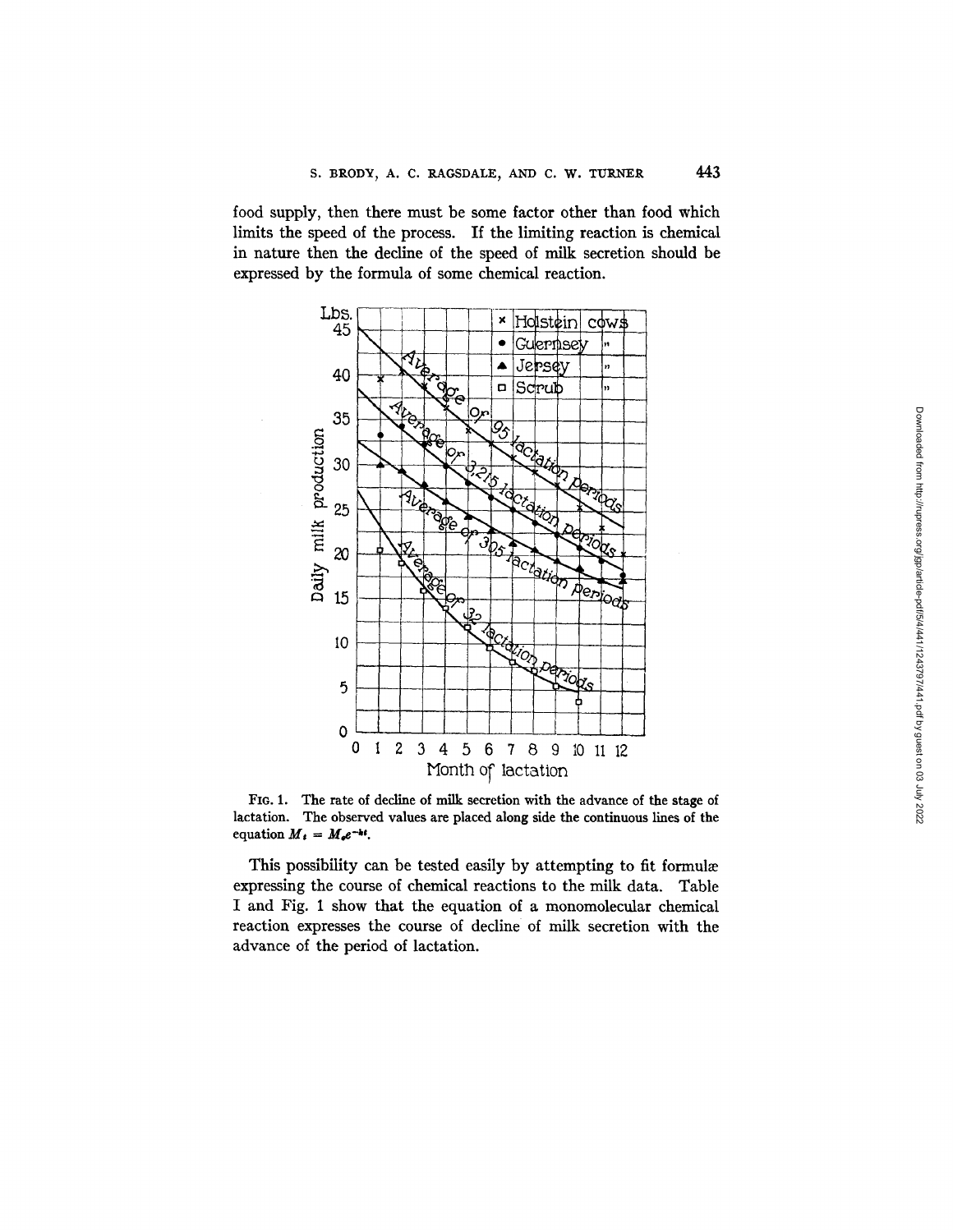food supply, then there must be some factor other than food which limits the speed of the process. If the limiting reaction is chemical in nature then the decline of the speed of milk secretion should be expressed by the formula of some chemical reaction.

FIG. 1. The rate of decline of milk secretion with the advance of the stage of lactation. The observed values are placed along side the continuous lines of the equation $M_t = M_o e^{-kt}$.

This possibility can be tested easily by attempting to fit formulæ expressing the course of chemical reactions to the milk data. Table I and Fig. 1 show that the equation of a monomolecular chemical reaction expresses the course of decline of milk secretion with the advance of the period of lactation.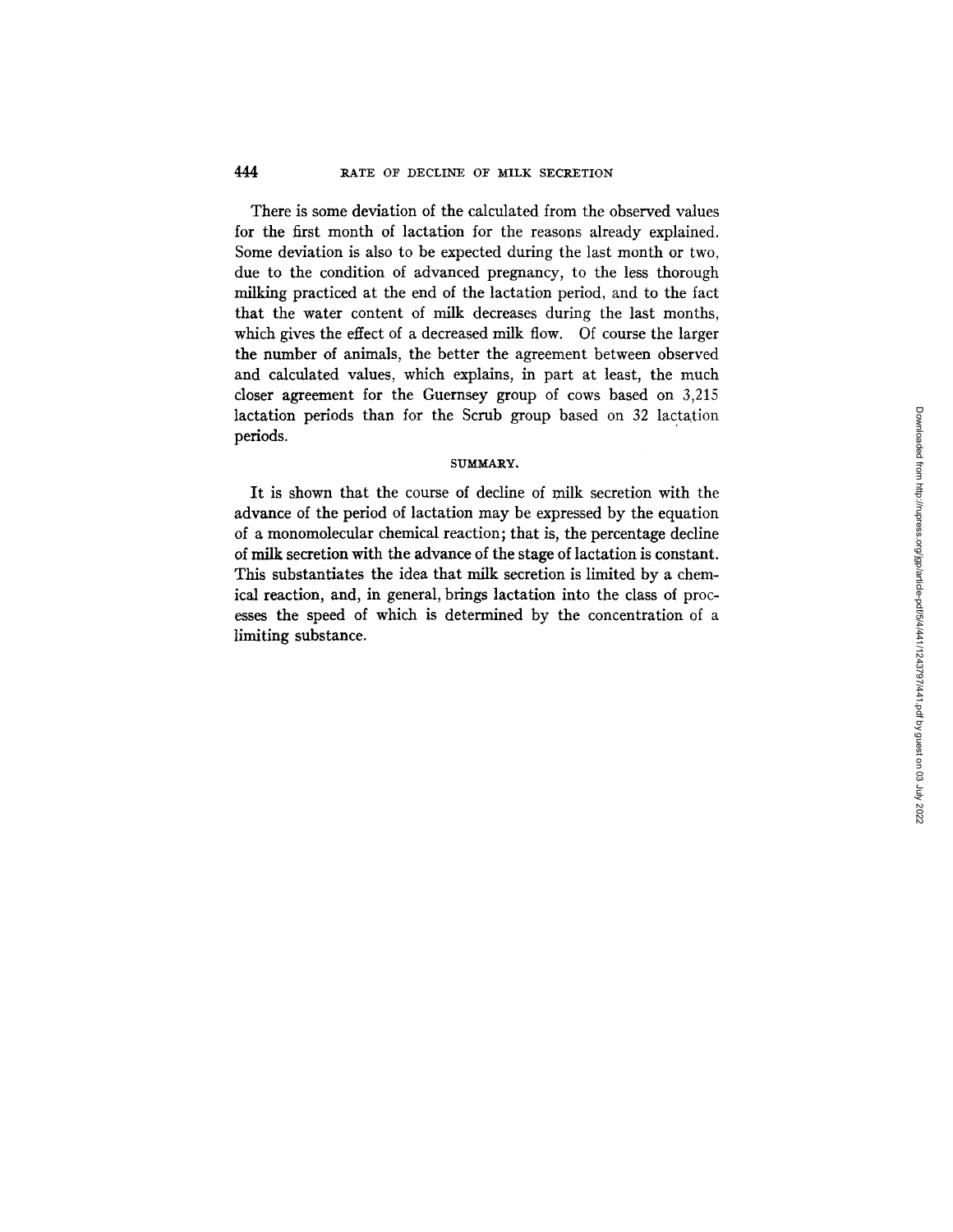There is some deviation of the calculated from the observed values for the first month of lactation for the reasons already explained. Some deviation is also to be expected during the last month or two, due to the condition of advanced pregnancy, to the less thorough milking practiced at the end of the lactation period, and to the fact that the water content of milk decreases during the last months, which gives the effect of a decreased milk flow. Of course the larger the number of animals, the better the agreement between observed and calculated values, which explains, in part at least, the much closer agreement for the Guernsey group of cows based on 3,215 lactation periods than for the Scrub group based on 32 lactation periods.

## SUMMARY.

It is shown that the course of decline of milk secretion with the advance of the period of lactation may be expressed by the equation of a monomolecular chemical reaction; that is, the percentage decline of milk secretion with the advance of the stage of lactation is constant. This substantiates the idea that milk secretion is limited by a chemical reaction, and, in general, brings lactation into the class of processes the speed of which is determined by the concentration of a limiting substance.